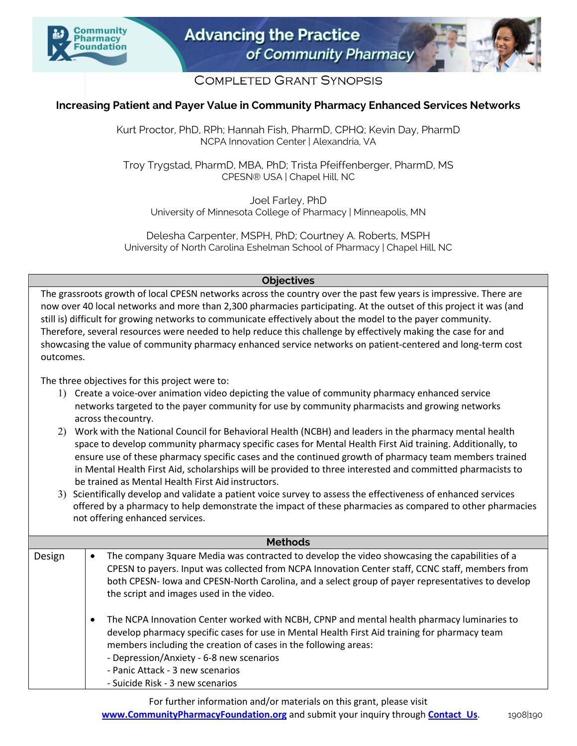# Completed Grant Synopsis

## Increasing Patient and Payer Value in Community Pharmacy Enhanced Services Networks

Kurt Proctor, PhD, RPh; Hannah Fish, PharmD, CPHQ; Kevin Day, PharmD
NCPA Innovation Center | Alexandria, VA

Troy Trygstad, PharmD, MBA, PhD; Trista Pfeiffenberger, PharmD, MS
CPESN® USA | Chapel Hill, NC

Joel Farley, PhD
University of Minnesota College of Pharmacy | Minneapolis, MN

Delesha Carpenter, MSPH, PhD; Courtney A. Roberts, MSPH
University of North Carolina Eshelman School of Pharmacy | Chapel Hill, NC

### Objectives

The grassroots growth of local CPESN networks across the country over the past few years is impressive. There are now over 40 local networks and more than 2,300 pharmacies participating. At the outset of this project it was (and still is) difficult for growing networks to communicate effectively about the model to the payer community. Therefore, several resources were needed to help reduce this challenge by effectively making the case for and showcasing the value of community pharmacy enhanced service networks on patient-centered and long-term cost outcomes.

The three objectives for this project were to:

1) Create a voice-over animation video depicting the value of community pharmacy enhanced service networks targeted to the payer community for use by community pharmacists and growing networks across the country.
2) Work with the National Council for Behavioral Health (NCBH) and leaders in the pharmacy mental health space to develop community pharmacy specific cases for Mental Health First Aid training. Additionally, to ensure use of these pharmacy specific cases and the continued growth of pharmacy team members trained in Mental Health First Aid, scholarships will be provided to three interested and committed pharmacists to be trained as Mental Health First Aid instructors.
3) Scientifically develop and validate a patient voice survey to assess the effectiveness of enhanced services offered by a pharmacy to help demonstrate the impact of these pharmacies as compared to other pharmacies not offering enhanced services.

### Methods

**Design**

- The company 3quare Media was contracted to develop the video showcasing the capabilities of a CPESN to payers. Input was collected from NCPA Innovation Center staff, CCNC staff, members from both CPESN- Iowa and CPESN-North Carolina, and a select group of payer representatives to develop the script and images used in the video.

- The NCPA Innovation Center worked with NCBH, CPNP and mental health pharmacy luminaries to develop pharmacy specific cases for use in Mental Health First Aid training for pharmacy team members including the creation of cases in the following areas:
  - Depression/Anxiety - 6-8 new scenarios
  - Panic Attack - 3 new scenarios
  - Suicide Risk - 3 new scenarios

For further information and/or materials on this grant, please visit www.CommunityPharmacyFoundation.org and submit your inquiry through Contact Us.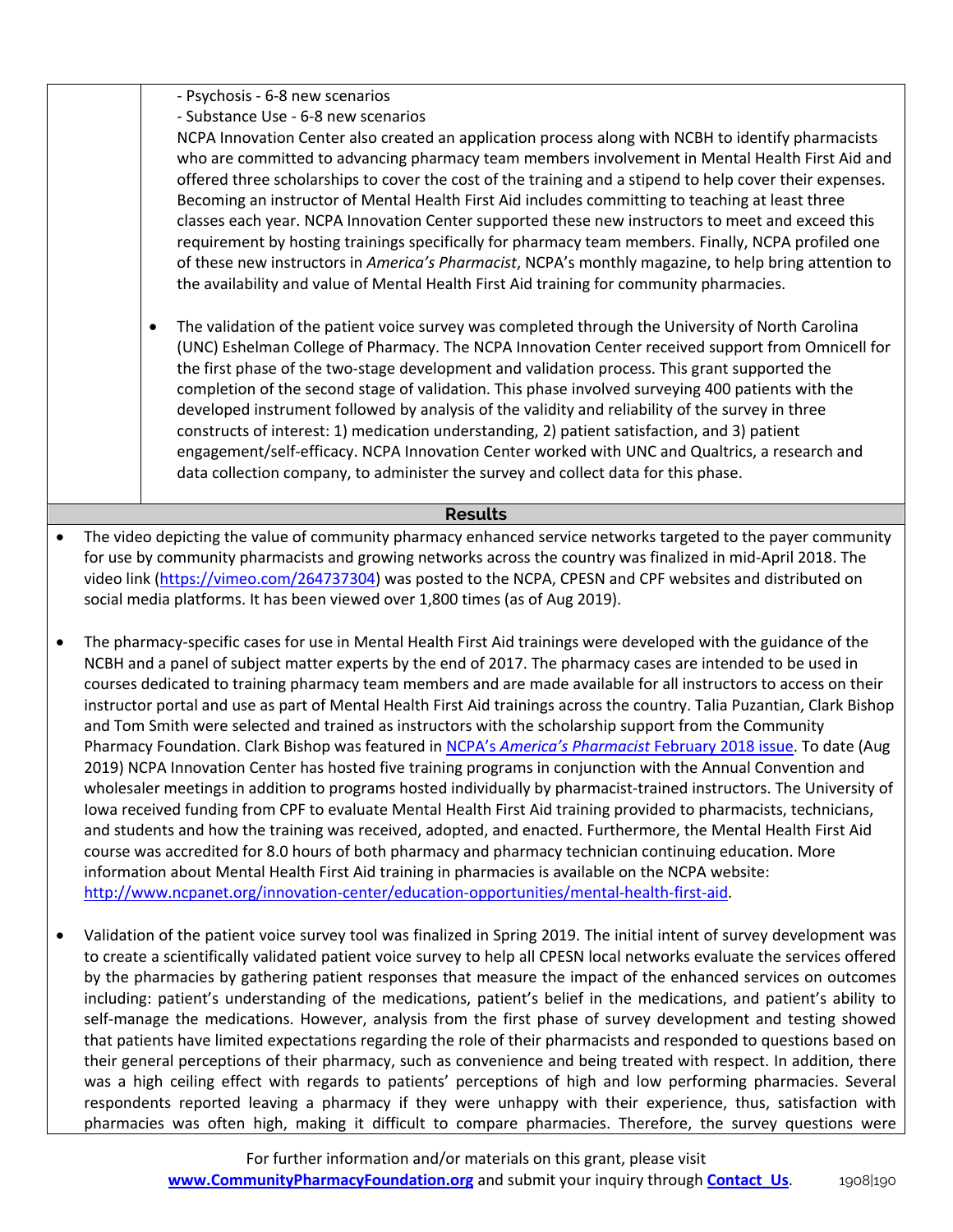- Psychosis - 6-8 new scenarios
- Substance Use - 6-8 new scenarios

NCPA Innovation Center also created an application process along with NCBH to identify pharmacists who are committed to advancing pharmacy team members involvement in Mental Health First Aid and offered three scholarships to cover the cost of the training and a stipend to help cover their expenses. Becoming an instructor of Mental Health First Aid includes committing to teaching at least three classes each year. NCPA Innovation Center supported these new instructors to meet and exceed this requirement by hosting trainings specifically for pharmacy team members. Finally, NCPA profiled one of these new instructors in *America's Pharmacist*, NCPA's monthly magazine, to help bring attention to the availability and value of Mental Health First Aid training for community pharmacies.

- The validation of the patient voice survey was completed through the University of North Carolina (UNC) Eshelman College of Pharmacy. The NCPA Innovation Center received support from Omnicell for the first phase of the two-stage development and validation process. This grant supported the completion of the second stage of validation. This phase involved surveying 400 patients with the developed instrument followed by analysis of the validity and reliability of the survey in three constructs of interest: 1) medication understanding, 2) patient satisfaction, and 3) patient engagement/self-efficacy. NCPA Innovation Center worked with UNC and Qualtrics, a research and data collection company, to administer the survey and collect data for this phase.

## Results

- The video depicting the value of community pharmacy enhanced service networks targeted to the payer community for use by community pharmacists and growing networks across the country was finalized in mid-April 2018. The video link (https://vimeo.com/264737304) was posted to the NCPA, CPESN and CPF websites and distributed on social media platforms. It has been viewed over 1,800 times (as of Aug 2019).

- The pharmacy-specific cases for use in Mental Health First Aid trainings were developed with the guidance of the NCBH and a panel of subject matter experts by the end of 2017. The pharmacy cases are intended to be used in courses dedicated to training pharmacy team members and are made available for all instructors to access on their instructor portal and use as part of Mental Health First Aid trainings across the country. Talia Puzantian, Clark Bishop and Tom Smith were selected and trained as instructors with the scholarship support from the Community Pharmacy Foundation. Clark Bishop was featured in NCPA's *America's Pharmacist* February 2018 issue. To date (Aug 2019) NCPA Innovation Center has hosted five training programs in conjunction with the Annual Convention and wholesaler meetings in addition to programs hosted individually by pharmacist-trained instructors. The University of Iowa received funding from CPF to evaluate Mental Health First Aid training provided to pharmacists, technicians, and students and how the training was received, adopted, and enacted. Furthermore, the Mental Health First Aid course was accredited for 8.0 hours of both pharmacy and pharmacy technician continuing education. More information about Mental Health First Aid training in pharmacies is available on the NCPA website: http://www.ncpanet.org/innovation-center/education-opportunities/mental-health-first-aid.

- Validation of the patient voice survey tool was finalized in Spring 2019. The initial intent of survey development was to create a scientifically validated patient voice survey to help all CPESN local networks evaluate the services offered by the pharmacies by gathering patient responses that measure the impact of the enhanced services on outcomes including: patient's understanding of the medications, patient's belief in the medications, and patient's ability to self-manage the medications. However, analysis from the first phase of survey development and testing showed that patients have limited expectations regarding the role of their pharmacists and responded to questions based on their general perceptions of their pharmacy, such as convenience and being treated with respect. In addition, there was a high ceiling effect with regards to patients' perceptions of high and low performing pharmacies. Several respondents reported leaving a pharmacy if they were unhappy with their experience, thus, satisfaction with pharmacies was often high, making it difficult to compare pharmacies. Therefore, the survey questions were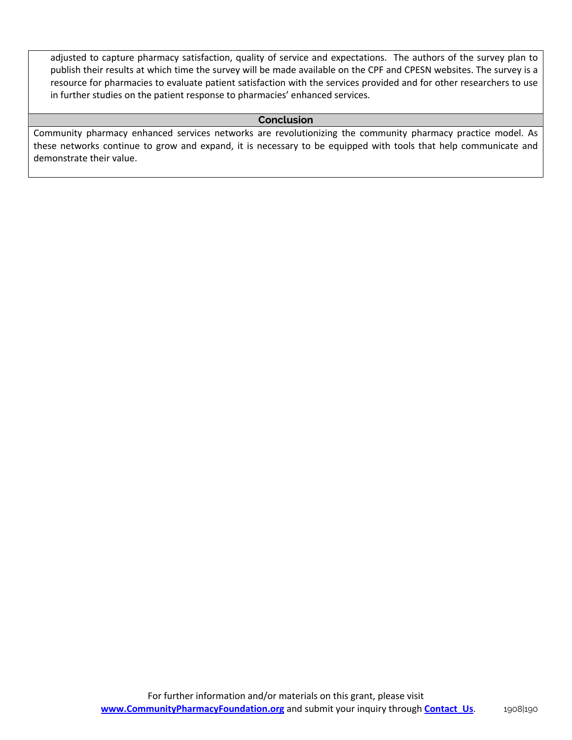adjusted to capture pharmacy satisfaction, quality of service and expectations. The authors of the survey plan to publish their results at which time the survey will be made available on the CPF and CPESN websites. The survey is a resource for pharmacies to evaluate patient satisfaction with the services provided and for other researchers to use in further studies on the patient response to pharmacies' enhanced services.

## Conclusion

Community pharmacy enhanced services networks are revolutionizing the community pharmacy practice model. As these networks continue to grow and expand, it is necessary to be equipped with tools that help communicate and demonstrate their value.

For further information and/or materials on this grant, please visit **www.CommunityPharmacyFoundation.org** and submit your inquiry through **Contact Us**. 1908|190